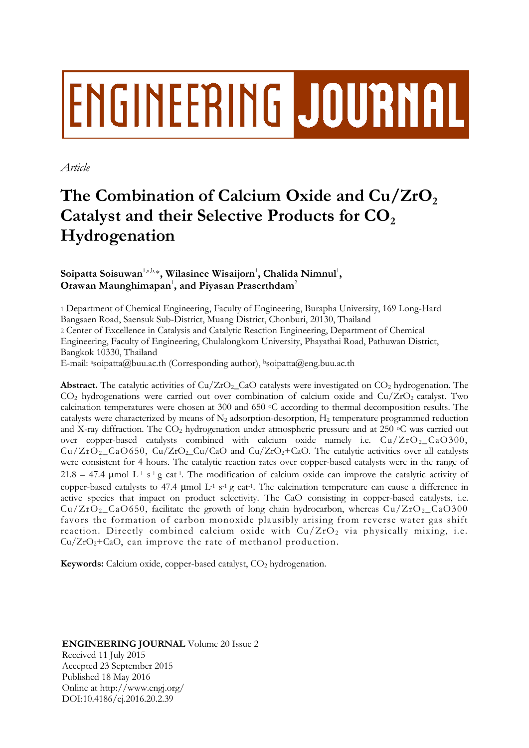# ENGINEERING JOURNAL

*Article*

# The Combination of Calcium Oxide and $Cu/ZrO_2$ Catalyst and their Selective Products for $CO_2$ Hydrogenation

**Soipatta Soisuwan**[1,a,b,*], **Wilasinee Wisaijorn**[1], **Chalida Nimnul**[1], **Orawan Maunghimapan**[1], **and Piyasan Praserthdam**[2]

1 Department of Chemical Engineering, Faculty of Engineering, Burapha University, 169 Long-Hard Bangsaen Road, Saensuk Sub-District, Muang District, Chonburi, 20130, Thailand
2 Center of Excellence in Catalysis and Catalytic Reaction Engineering, Department of Chemical Engineering, Faculty of Engineering, Chulalongkorn University, Phayathai Road, Pathuwan District, Bangkok 10330, Thailand
E-mail: [a]soipatta@buu.ac.th (Corresponding author), [b]soipatta@eng.buu.ac.th

**Abstract.** The catalytic activities of $Cu/ZrO_2$_CaO catalysts were investigated on $CO_2$ hydrogenation. The $CO_2$ hydrogenations were carried out over combination of calcium oxide and $Cu/ZrO_2$ catalyst. Two calcination temperatures were chosen at 300 and 650 °C according to thermal decomposition results. The catalysts were characterized by means of $N_2$ adsorption-desorption, $H_2$ temperature programmed reduction and X-ray diffraction. The $CO_2$ hydrogenation under atmospheric pressure and at 250 °C was carried out over copper-based catalysts combined with calcium oxide namely i.e. $Cu/ZrO_2$_CaO300, $Cu/ZrO_2$_CaO650, $Cu/ZrO_2$_Cu/CaO and $Cu/ZrO_2$+CaO. The catalytic activities over all catalysts were consistent for 4 hours. The catalytic reaction rates over copper-based catalysts were in the range of 21.8 – 47.4 μmol $L^{-1}$ $s^{-1}$ g $cat^{-1}$. The modification of calcium oxide can improve the catalytic activity of copper-based catalysts to 47.4 μmol $L^{-1}$ $s^{-1}$ g $cat^{-1}$. The calcination temperature can cause a difference in active species that impact on product selectivity. The CaO consisting in copper-based catalysts, i.e. $Cu/ZrO_2$_CaO650, facilitate the growth of long chain hydrocarbon, whereas $Cu/ZrO_2$_CaO300 favors the formation of carbon monoxide plausibly arising from reverse water gas shift reaction. Directly combined calcium oxide with $Cu/ZrO_2$ via physically mixing, i.e. $Cu/ZrO_2$+CaO, can improve the rate of methanol production.

**Keywords:** Calcium oxide, copper-based catalyst, $CO_2$ hydrogenation.

**ENGINEERING JOURNAL** Volume 20 Issue 2
Received 11 July 2015
Accepted 23 September 2015
Published 18 May 2016
Online at http://www.engj.org/
DOI:10.4186/ej.2016.20.2.39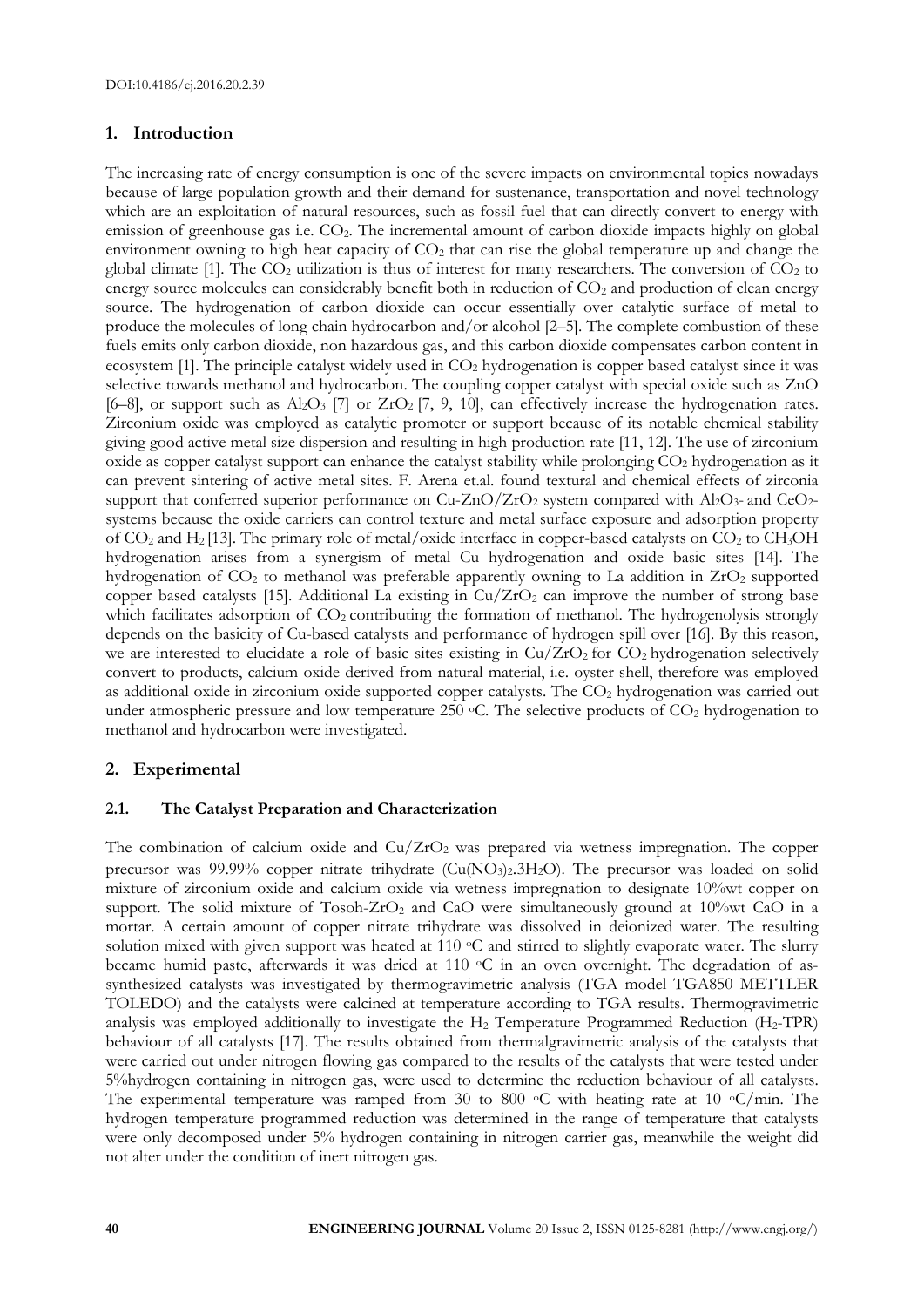## 1. Introduction

The increasing rate of energy consumption is one of the severe impacts on environmental topics nowadays because of large population growth and their demand for sustenance, transportation and novel technology which are an exploitation of natural resources, such as fossil fuel that can directly convert to energy with emission of greenhouse gas i.e. $CO_2$. The incremental amount of carbon dioxide impacts highly on global environment owning to high heat capacity of $CO_2$ that can rise the global temperature up and change the global climate [1]. The $CO_2$ utilization is thus of interest for many researchers. The conversion of $CO_2$ to energy source molecules can considerably benefit both in reduction of $CO_2$ and production of clean energy source. The hydrogenation of carbon dioxide can occur essentially over catalytic surface of metal to produce the molecules of long chain hydrocarbon and/or alcohol [2–5]. The complete combustion of these fuels emits only carbon dioxide, non hazardous gas, and this carbon dioxide compensates carbon content in ecosystem [1]. The principle catalyst widely used in $CO_2$ hydrogenation is copper based catalyst since it was selective towards methanol and hydrocarbon. The coupling copper catalyst with special oxide such as ZnO [6–8], or support such as $Al_2O_3$ [7] or $ZrO_2$ [7, 9, 10], can effectively increase the hydrogenation rates. Zirconium oxide was employed as catalytic promoter or support because of its notable chemical stability giving good active metal size dispersion and resulting in high production rate [11, 12]. The use of zirconium oxide as copper catalyst support can enhance the catalyst stability while prolonging $CO_2$ hydrogenation as it can prevent sintering of active metal sites. F. Arena et.al. found textural and chemical effects of zirconia support that conferred superior performance on Cu-ZnO/$ZrO_2$ system compared with $Al_2O_3$- and $CeO_2$-systems because the oxide carriers can control texture and metal surface exposure and adsorption property of $CO_2$ and $H_2$ [13]. The primary role of metal/oxide interface in copper-based catalysts on $CO_2$ to $CH_3OH$ hydrogenation arises from a synergism of metal Cu hydrogenation and oxide basic sites [14]. The hydrogenation of $CO_2$ to methanol was preferable apparently owning to La addition in $ZrO_2$ supported copper based catalysts [15]. Additional La existing in Cu/$ZrO_2$ can improve the number of strong base which facilitates adsorption of $CO_2$ contributing the formation of methanol. The hydrogenolysis strongly depends on the basicity of Cu-based catalysts and performance of hydrogen spill over [16]. By this reason, we are interested to elucidate a role of basic sites existing in Cu/$ZrO_2$ for $CO_2$ hydrogenation selectively convert to products, calcium oxide derived from natural material, i.e. oyster shell, therefore was employed as additional oxide in zirconium oxide supported copper catalysts. The $CO_2$ hydrogenation was carried out under atmospheric pressure and low temperature 250 $^oC$. The selective products of $CO_2$ hydrogenation to methanol and hydrocarbon were investigated.

## 2. Experimental

### 2.1. The Catalyst Preparation and Characterization

The combination of calcium oxide and Cu/$ZrO_2$ was prepared via wetness impregnation. The copper precursor was 99.99% copper nitrate trihydrate ($Cu(NO_3)_2.3H_2O$). The precursor was loaded on solid mixture of zirconium oxide and calcium oxide via wetness impregnation to designate 10%wt copper on support. The solid mixture of Tosoh-$ZrO_2$ and CaO were simultaneously ground at 10%wt CaO in a mortar. A certain amount of copper nitrate trihydrate was dissolved in deionized water. The resulting solution mixed with given support was heated at 110 $^oC$ and stirred to slightly evaporate water. The slurry became humid paste, afterwards it was dried at 110 $^oC$ in an oven overnight. The degradation of as-synthesized catalysts was investigated by thermogravimetric analysis (TGA model TGA850 METTLER TOLEDO) and the catalysts were calcined at temperature according to TGA results. Thermogravimetric analysis was employed additionally to investigate the $H_2$ Temperature Programmed Reduction ($H_2$-TPR) behaviour of all catalysts [17]. The results obtained from thermalgravimetric analysis of the catalysts that were carried out under nitrogen flowing gas compared to the results of the catalysts that were tested under 5%hydrogen containing in nitrogen gas, were used to determine the reduction behaviour of all catalysts. The experimental temperature was ramped from 30 to 800 $^oC$ with heating rate at 10 $^oC$/min. The hydrogen temperature programmed reduction was determined in the range of temperature that catalysts were only decomposed under 5% hydrogen containing in nitrogen carrier gas, meanwhile the weight did not alter under the condition of inert nitrogen gas.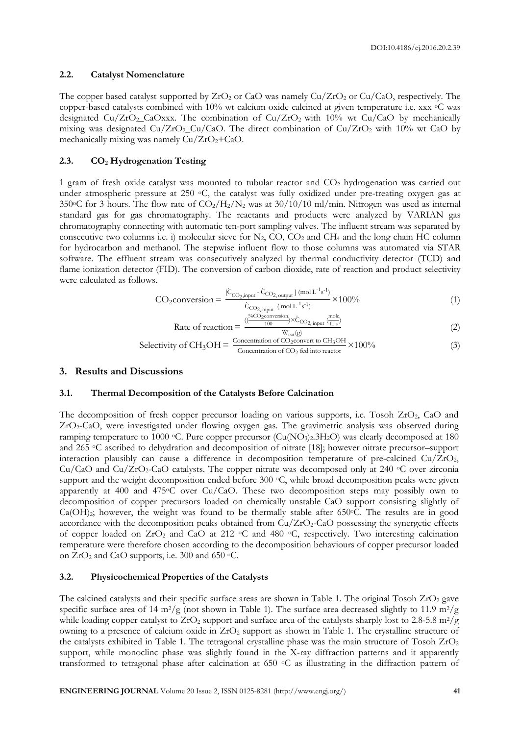### 2.2. Catalyst Nomenclature

The copper based catalyst supported by $ZrO_2$ or CaO was namely $Cu/ZrO_2$ or Cu/CaO, respectively. The copper-based catalysts combined with 10% wt calcium oxide calcined at given temperature i.e. xxx °C was designated $Cu/ZrO_2$_CaOxxx. The combination of $Cu/ZrO_2$ with 10% wt Cu/CaO by mechanically mixing was designated $Cu/ZrO_2$_Cu/CaO. The direct combination of $Cu/ZrO_2$ with 10% wt CaO by mechanically mixing was namely $Cu/ZrO_2$+CaO.

### 2.3. $CO_2$ Hydrogenation Testing

1 gram of fresh oxide catalyst was mounted to tubular reactor and $CO_2$ hydrogenation was carried out under atmospheric pressure at 250 °C, the catalyst was fully oxidized under pre-treating oxygen gas at 350°C for 3 hours. The flow rate of $CO_2/H_2/N_2$ was at 30/10/10 ml/min. Nitrogen was used as internal standard gas for gas chromatography. The reactants and products were analyzed by VARIAN gas chromatography connecting with automatic ten-port sampling valves. The influent stream was separated by consecutive two columns i.e. i) molecular sieve for $N_2$, CO, $CO_2$ and $CH_4$ and the long chain HC column for hydrocarbon and methanol. The stepwise influent flow to those columns was automated via STAR software. The effluent stream was consecutively analyzed by thermal conductivity detector (TCD) and flame ionization detector (FID). The conversion of carbon dioxide, rate of reaction and product selectivity were calculated as follows.

$$CO_2\text{conversion} = \frac{[\dot{C}_{CO_2,\text{input}} - \dot{C}_{CO_2,\text{output}}]\ (\text{mol L}^{-1}\text{s}^{-1})}{\dot{C}_{CO_2,\text{input}}\ (\text{mol L}^{-1}\text{s}^{-1})} \times 100\% \tag{1}$$

$$\text{Rate of reaction} = \frac{(\frac{\%CO_2\text{conversion}}{100}) \times \dot{C}_{CO_2,\text{input}}\ (\frac{\text{mole}}{\text{L. s}})}{W_{cat}(g)} \tag{2}$$

$$\text{Selectivity of } CH_3OH = \frac{\text{Concentration of } CO_2 \text{convert to } CH_3OH}{\text{Concentration of } CO_2 \text{ fed into reactor}} \times 100\% \tag{3}$$

## 3. Results and Discussions

### 3.1. Thermal Decomposition of the Catalysts Before Calcination

The decomposition of fresh copper precursor loading on various supports, i.e. Tosoh $ZrO_2$, CaO and $ZrO_2$-CaO, were investigated under flowing oxygen gas. The gravimetric analysis was observed during ramping temperature to 1000 °C. Pure copper precursor ($Cu(NO_3)_2.3H_2O$) was clearly decomposed at 180 and 265 °C ascribed to dehydration and decomposition of nitrate [18]; however nitrate precursor–support interaction plausibly can cause a difference in decomposition temperature of pre-calcined $Cu/ZrO_2$, Cu/CaO and $Cu/ZrO_2$-CaO catalysts. The copper nitrate was decomposed only at 240 °C over zirconia support and the weight decomposition ended before 300 °C, while broad decomposition peaks were given apparently at 400 and 475°C over Cu/CaO. These two decomposition steps may possibly own to decomposition of copper precursors loaded on chemically unstable CaO support consisting slightly of $Ca(OH)_2$; however, the weight was found to be thermally stable after 650°C. The results are in good accordance with the decomposition peaks obtained from $Cu/ZrO_2$-CaO possessing the synergetic effects of copper loaded on $ZrO_2$ and CaO at 212 °C and 480 °C, respectively. Two interesting calcination temperature were therefore chosen according to the decomposition behaviours of copper precursor loaded on $ZrO_2$ and CaO supports, i.e. 300 and 650 °C.

### 3.2. Physicochemical Properties of the Catalysts

The calcined catalysts and their specific surface areas are shown in Table 1. The original Tosoh $ZrO_2$ gave specific surface area of 14 $m^2/g$ (not shown in Table 1). The surface area decreased slightly to 11.9 $m^2/g$ while loading copper catalyst to $ZrO_2$ support and surface area of the catalysts sharply lost to 2.8-5.8 $m^2/g$ owning to a presence of calcium oxide in $ZrO_2$ support as shown in Table 1. The crystalline structure of the catalysts exhibited in Table 1. The tetragonal crystalline phase was the main structure of Tosoh $ZrO_2$ support, while monoclinc phase was slightly found in the X-ray diffraction patterns and it apparently transformed to tetragonal phase after calcination at 650 °C as illustrating in the diffraction pattern of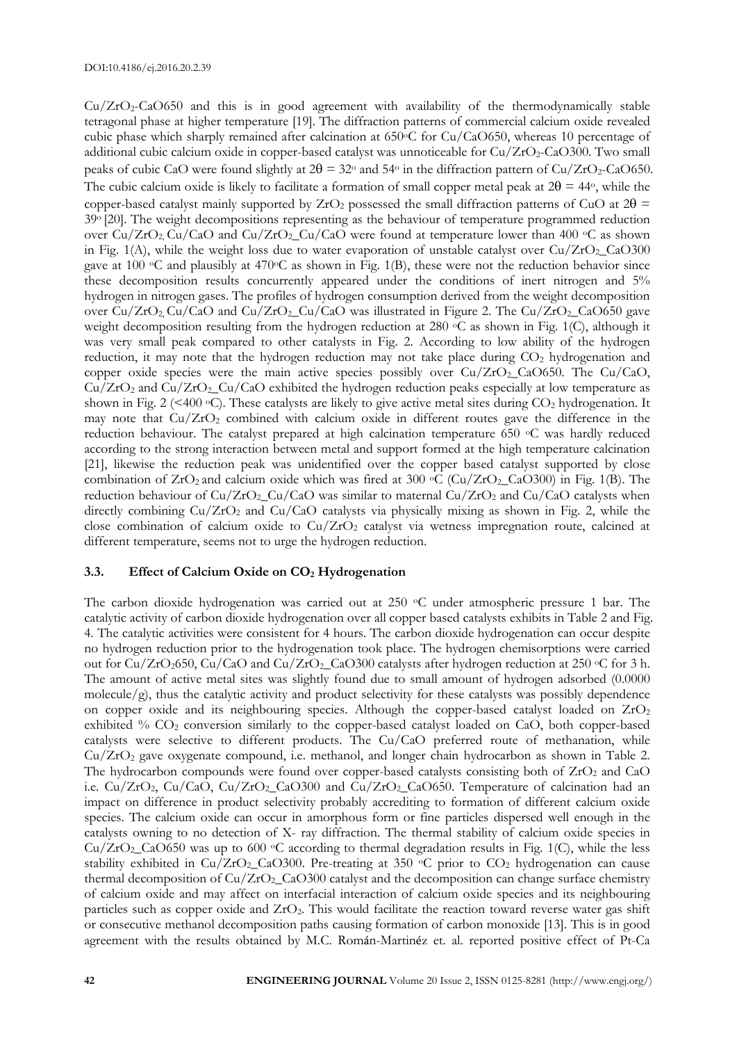$Cu/ZrO_2$-CaO650 and this is in good agreement with availability of the thermodynamically stable tetragonal phase at higher temperature [19]. The diffraction patterns of commercial calcium oxide revealed cubic phase which sharply remained after calcination at 650°C for Cu/CaO650, whereas 10 percentage of additional cubic calcium oxide in copper-based catalyst was unnoticeable for $Cu/ZrO_2$-CaO300. Two small peaks of cubic CaO were found slightly at $2\theta = 32°$ and 54° in the diffraction pattern of $Cu/ZrO_2$-CaO650. The cubic calcium oxide is likely to facilitate a formation of small copper metal peak at $2\theta = 44°$, while the copper-based catalyst mainly supported by $ZrO_2$ possessed the small diffraction patterns of CuO at $2\theta = 39°$ [20]. The weight decompositions representing as the behaviour of temperature programmed reduction over $Cu/ZrO_2$, Cu/CaO and $Cu/ZrO_2$_Cu/CaO were found at temperature lower than 400 °C as shown in Fig. 1(A), while the weight loss due to water evaporation of unstable catalyst over $Cu/ZrO_2$_CaO300 gave at 100 °C and plausibly at 470°C as shown in Fig. 1(B), these were not the reduction behavior since these decomposition results concurrently appeared under the conditions of inert nitrogen and 5% hydrogen in nitrogen gases. The profiles of hydrogen consumption derived from the weight decomposition over $Cu/ZrO_2$, Cu/CaO and $Cu/ZrO_2$_Cu/CaO was illustrated in Figure 2. The $Cu/ZrO_2$_CaO650 gave weight decomposition resulting from the hydrogen reduction at 280 °C as shown in Fig. 1(C), although it was very small peak compared to other catalysts in Fig. 2. According to low ability of the hydrogen reduction, it may note that the hydrogen reduction may not take place during $CO_2$ hydrogenation and copper oxide species were the main active species possibly over $Cu/ZrO_2$_CaO650. The Cu/CaO, $Cu/ZrO_2$ and $Cu/ZrO_2$_Cu/CaO exhibited the hydrogen reduction peaks especially at low temperature as shown in Fig. 2 (<400 °C). These catalysts are likely to give active metal sites during $CO_2$ hydrogenation. It may note that $Cu/ZrO_2$ combined with calcium oxide in different routes gave the difference in the reduction behaviour. The catalyst prepared at high calcination temperature 650 °C was hardly reduced according to the strong interaction between metal and support formed at the high temperature calcination [21], likewise the reduction peak was unidentified over the copper based catalyst supported by close combination of $ZrO_2$ and calcium oxide which was fired at 300 °C ($Cu/ZrO_2$_CaO300) in Fig. 1(B). The reduction behaviour of $Cu/ZrO_2$_Cu/CaO was similar to maternal $Cu/ZrO_2$ and Cu/CaO catalysts when directly combining $Cu/ZrO_2$ and Cu/CaO catalysts via physically mixing as shown in Fig. 2, while the close combination of calcium oxide to $Cu/ZrO_2$ catalyst via wetness impregnation route, calcined at different temperature, seems not to urge the hydrogen reduction.

### 3.3. Effect of Calcium Oxide on $CO_2$ Hydrogenation

The carbon dioxide hydrogenation was carried out at 250 °C under atmospheric pressure 1 bar. The catalytic activity of carbon dioxide hydrogenation over all copper based catalysts exhibits in Table 2 and Fig. 4. The catalytic activities were consistent for 4 hours. The carbon dioxide hydrogenation can occur despite no hydrogen reduction prior to the hydrogenation took place. The hydrogen chemisorptions were carried out for $Cu/ZrO_2$650, Cu/CaO and $Cu/ZrO_2$_CaO300 catalysts after hydrogen reduction at 250 °C for 3 h. The amount of active metal sites was slightly found due to small amount of hydrogen adsorbed (0.0000 molecule/g), thus the catalytic activity and product selectivity for these catalysts was possibly dependence on copper oxide and its neighbouring species. Although the copper-based catalyst loaded on $ZrO_2$ exhibited % $CO_2$ conversion similarly to the copper-based catalyst loaded on CaO, both copper-based catalysts were selective to different products. The Cu/CaO preferred route of methanation, while $Cu/ZrO_2$ gave oxygenate compound, i.e. methanol, and longer chain hydrocarbon as shown in Table 2. The hydrocarbon compounds were found over copper-based catalysts consisting both of $ZrO_2$ and CaO i.e. $Cu/ZrO_2$, Cu/CaO, $Cu/ZrO_2$_CaO300 and $Cu/ZrO_2$_CaO650. Temperature of calcination had an impact on difference in product selectivity probably accrediting to formation of different calcium oxide species. The calcium oxide can occur in amorphous form or fine particles dispersed well enough in the catalysts owning to no detection of X- ray diffraction. The thermal stability of calcium oxide species in $Cu/ZrO_2$_CaO650 was up to 600 °C according to thermal degradation results in Fig. 1(C), while the less stability exhibited in $Cu/ZrO_2$_CaO300. Pre-treating at 350 °C prior to $CO_2$ hydrogenation can cause thermal decomposition of $Cu/ZrO_2$_CaO300 catalyst and the decomposition can change surface chemistry of calcium oxide and may affect on interfacial interaction of calcium oxide species and its neighbouring particles such as copper oxide and $ZrO_2$. This would facilitate the reaction toward reverse water gas shift or consecutive methanol decomposition paths causing formation of carbon monoxide [13]. This is in good agreement with the results obtained by M.C. Román-Martinéz et. al. reported positive effect of Pt-Ca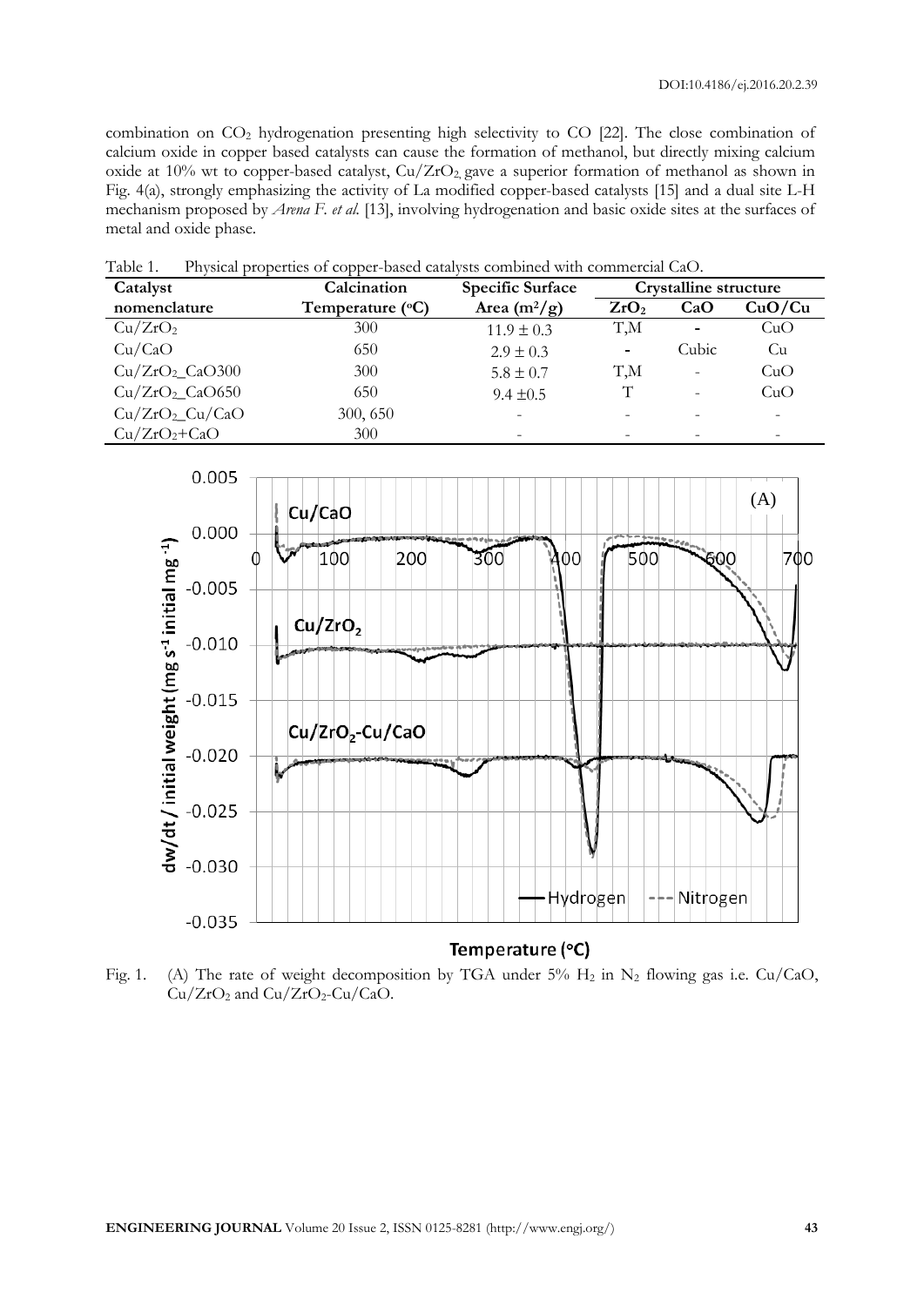combination on $CO_2$ hydrogenation presenting high selectivity to CO [22]. The close combination of calcium oxide in copper based catalysts can cause the formation of methanol, but directly mixing calcium oxide at 10% wt to copper-based catalyst, $Cu/ZrO_2$ gave a superior formation of methanol as shown in Fig. 4(a), strongly emphasizing the activity of La modified copper-based catalysts [15] and a dual site L-H mechanism proposed by *Arena F. et al.* [13], involving hydrogenation and basic oxide sites at the surfaces of metal and oxide phase.

Table 1. Physical properties of copper-based catalysts combined with commercial CaO.

| Catalyst nomenclature | Calcination Temperature (°C) | Specific Surface Area ($m^2/g$) | Crystalline structure | | |
|---|---|---|---|---|---|
| | | | $ZrO_2$ | CaO | CuO/Cu |
| $Cu/ZrO_2$ | 300 | $11.9 \pm 0.3$ | T,M | - | CuO |
| Cu/CaO | 650 | $2.9 \pm 0.3$ | - | Cubic | Cu |
| $Cu/ZrO_2$_CaO300 | 300 | $5.8 \pm 0.7$ | T,M | - | CuO |
| $Cu/ZrO_2$_CaO650 | 650 | $9.4 \pm 0.5$ | T | - | CuO |
| $Cu/ZrO_2$_Cu/CaO | 300, 650 | - | - | - | - |
| $Cu/ZrO_2$+CaO | 300 | - | - | - | - |

Fig. 1. (A) The rate of weight decomposition by TGA under 5% $H_2$ in $N_2$ flowing gas i.e. Cu/CaO, $Cu/ZrO_2$ and $Cu/ZrO_2$-Cu/CaO.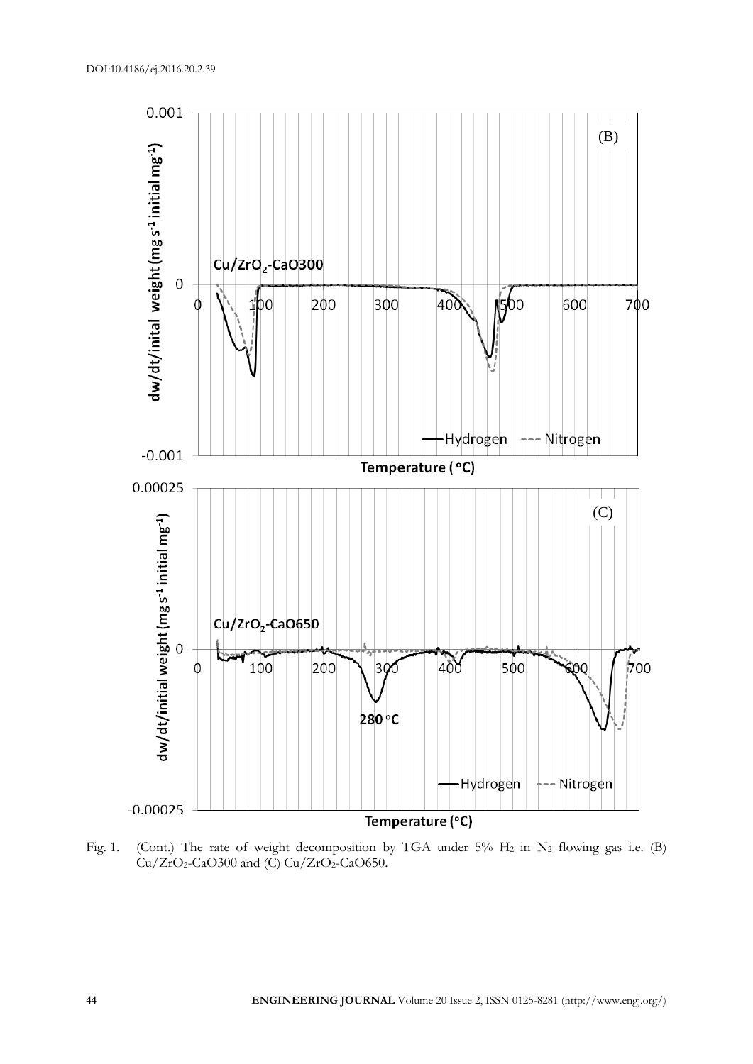Fig. 1. (Cont.) The rate of weight decomposition by TGA under 5% $H_2$ in $N_2$ flowing gas i.e. (B) $Cu/ZrO_2$-CaO300 and (C) $Cu/ZrO_2$-CaO650.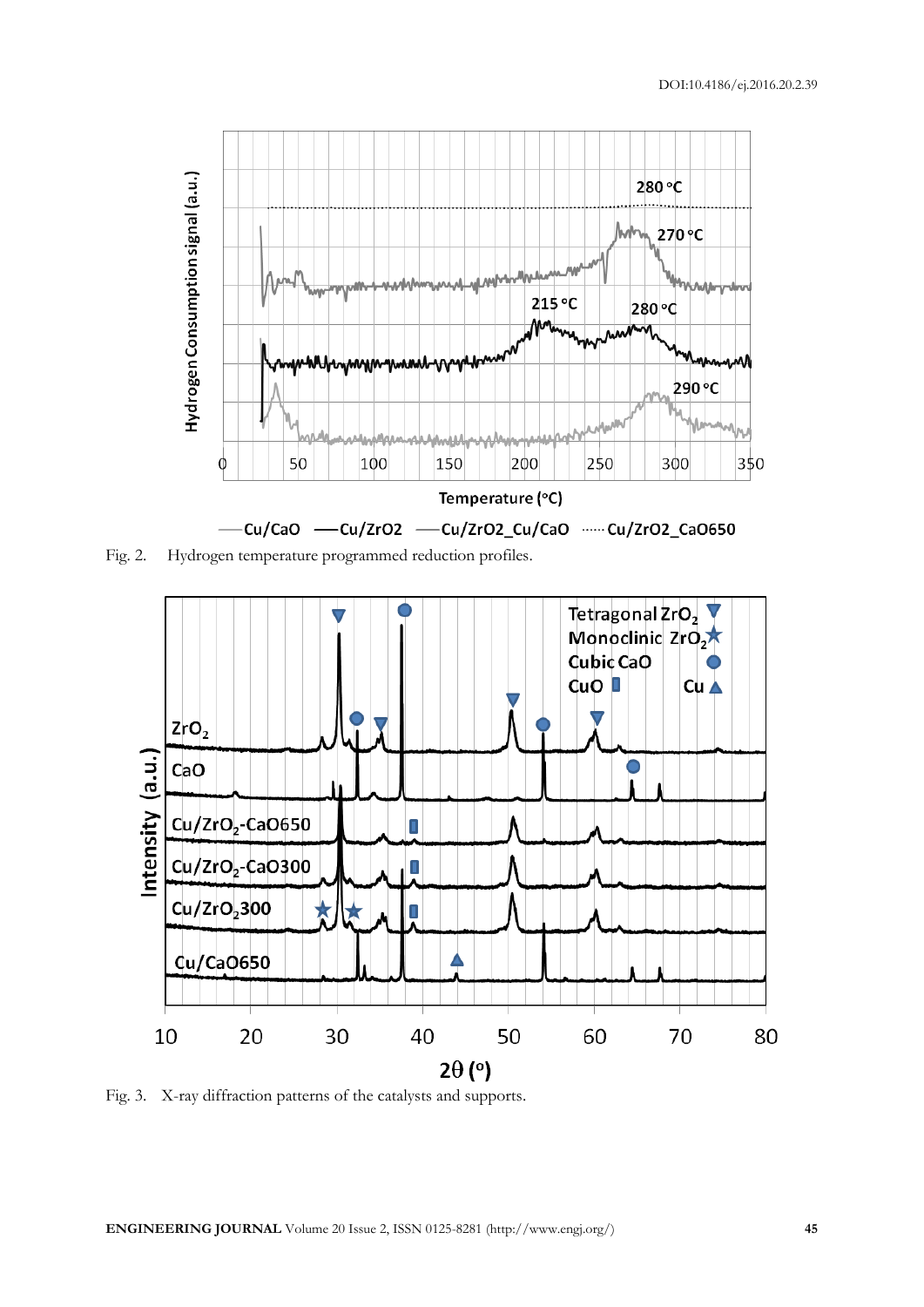Fig. 2. Hydrogen temperature programmed reduction profiles.

Fig. 3. X-ray diffraction patterns of the catalysts and supports.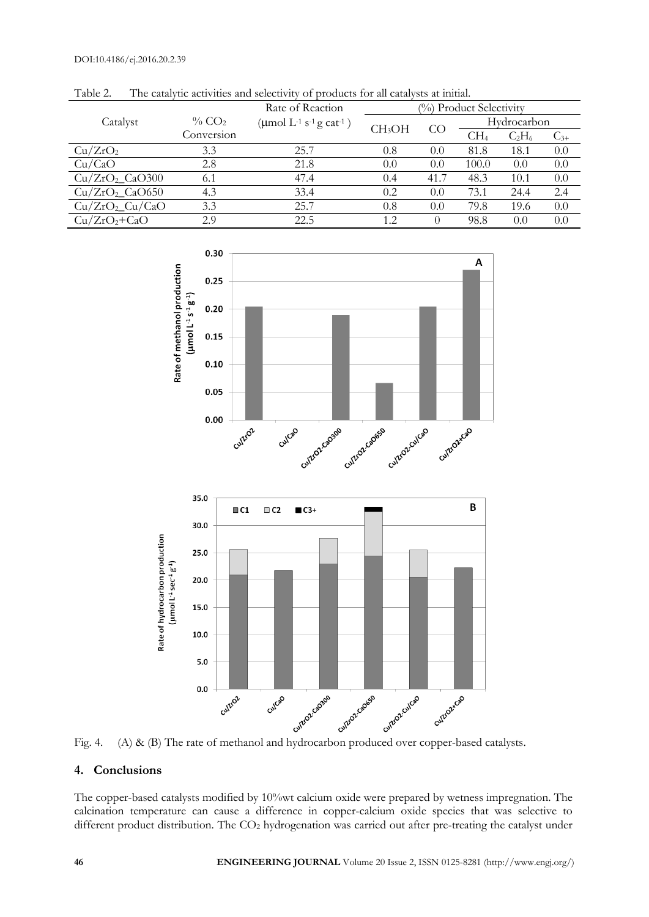Table 2. The catalytic activities and selectivity of products for all catalysts at initial.

| Catalyst | % $CO_2$ Conversion | Rate of Reaction (μmol $L^{-1}$ $s^{-1}$ g $cat^{-1}$ ) | (%) Product Selectivity | | | | |
|---|---|---|---|---|---|---|---|
| | | | $CH_3OH$ | CO | Hydrocarbon | | |
| | | | | | $CH_4$ | $C_2H_6$ | $C_{3+}$ |
| $Cu/ZrO_2$ | 3.3 | 25.7 | 0.8 | 0.0 | 81.8 | 18.1 | 0.0 |
| Cu/CaO | 2.8 | 21.8 | 0.0 | 0.0 | 100.0 | 0.0 | 0.0 |
| $Cu/ZrO_2$_CaO300 | 6.1 | 47.4 | 0.4 | 41.7 | 48.3 | 10.1 | 0.0 |
| $Cu/ZrO_2$_CaO650 | 4.3 | 33.4 | 0.2 | 0.0 | 73.1 | 24.4 | 2.4 |
| $Cu/ZrO_2$_Cu/CaO | 3.3 | 25.7 | 0.8 | 0.0 | 79.8 | 19.6 | 0.0 |
| $Cu/ZrO_2$+CaO | 2.9 | 22.5 | 1.2 | 0 | 98.8 | 0.0 | 0.0 |

Fig. 4. (A) & (B) The rate of methanol and hydrocarbon produced over copper-based catalysts.

## 4. Conclusions

The copper-based catalysts modified by 10%wt calcium oxide were prepared by wetness impregnation. The calcination temperature can cause a difference in copper-calcium oxide species that was selective to different product distribution. The $CO_2$ hydrogenation was carried out after pre-treating the catalyst under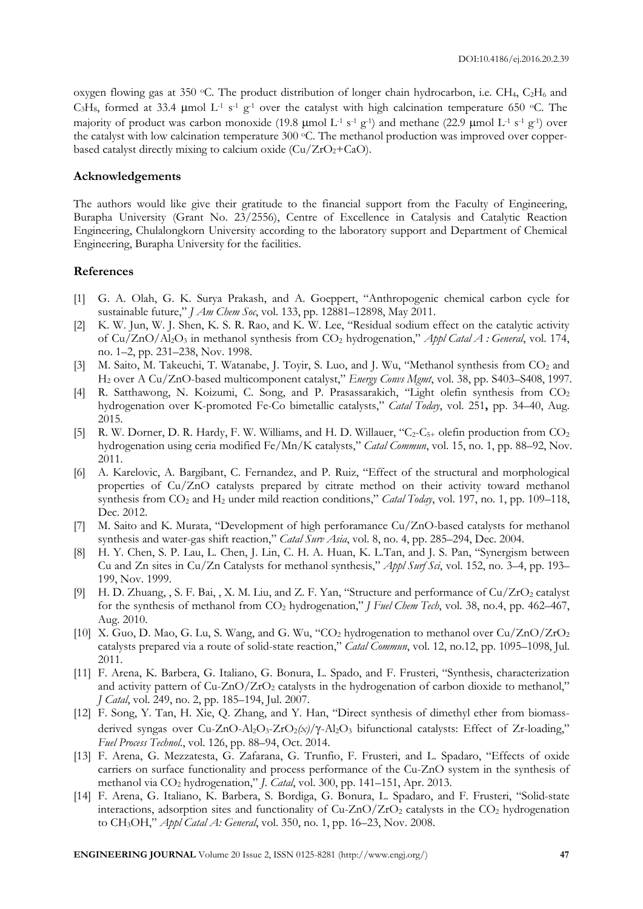oxygen flowing gas at 350 °C. The product distribution of longer chain hydrocarbon, i.e. $CH_4$, $C_2H_6$ and $C_3H_8$, formed at 33.4 μmol $L^{-1}$ $s^{-1}$ $g^{-1}$ over the catalyst with high calcination temperature 650 °C. The majority of product was carbon monoxide (19.8 μmol $L^{-1}$ $s^{-1}$ $g^{-1}$) and methane (22.9 μmol $L^{-1}$ $s^{-1}$ $g^{-1}$) over the catalyst with low calcination temperature 300 °C. The methanol production was improved over copper-based catalyst directly mixing to calcium oxide ($Cu/ZrO_2$+CaO).

## Acknowledgements

The authors would like give their gratitude to the financial support from the Faculty of Engineering, Burapha University (Grant No. 23/2556), Centre of Excellence in Catalysis and Catalytic Reaction Engineering, Chulalongkorn University according to the laboratory support and Department of Chemical Engineering, Burapha University for the facilities.

## References

[1] G. A. Olah, G. K. Surya Prakash, and A. Goeppert, "Anthropogenic chemical carbon cycle for sustainable future," *J Am Chem Soc*, vol. 133, pp. 12881–12898, May 2011.

[2] K. W. Jun, W. J. Shen, K. S. R. Rao, and K. W. Lee, "Residual sodium effect on the catalytic activity of $Cu/ZnO/Al_2O_3$ in methanol synthesis from $CO_2$ hydrogenation," *Appl Catal A : General*, vol. 174, no. 1–2, pp. 231–238, Nov. 1998.

[3] M. Saito, M. Takeuchi, T. Watanabe, J. Toyir, S. Luo, and J. Wu, "Methanol synthesis from $CO_2$ and $H_2$ over A Cu/ZnO-based multicomponent catalyst," *Energy Convs Mgmt*, vol. 38, pp. S403–S408, 1997.

[4] R. Satthawong, N. Koizumi, C. Song, and P. Prasassarakich, "Light olefin synthesis from $CO_2$ hydrogenation over K-promoted Fe-Co bimetallic catalysts," *Catal Today*, vol. 251, pp. 34–40, Aug. 2015.

[5] R. W. Dorner, D. R. Hardy, F. W. Williams, and H. D. Willauer, "$C_2$-$C_{5+}$ olefin production from $CO_2$ hydrogenation using ceria modified Fe/Mn/K catalysts," *Catal Commun*, vol. 15, no. 1, pp. 88–92, Nov. 2011.

[6] A. Karelovic, A. Bargibant, C. Fernandez, and P. Ruiz, "Effect of the structural and morphological properties of Cu/ZnO catalysts prepared by citrate method on their activity toward methanol synthesis from $CO_2$ and $H_2$ under mild reaction conditions," *Catal Today*, vol. 197, no. 1, pp. 109–118, Dec. 2012.

[7] M. Saito and K. Murata, "Development of high perforamance Cu/ZnO-based catalysts for methanol synthesis and water-gas shift reaction," *Catal Surv Asia*, vol. 8, no. 4, pp. 285–294, Dec. 2004.

[8] H. Y. Chen, S. P. Lau, L. Chen, J. Lin, C. H. A. Huan, K. L.Tan, and J. S. Pan, "Synergism between Cu and Zn sites in Cu/Zn Catalysts for methanol synthesis," *Appl Surf Sci*, vol. 152, no. 3–4, pp. 193–199, Nov. 1999.

[9] H. D. Zhuang, , S. F. Bai, , X. M. Liu, and Z. F. Yan, "Structure and performance of $Cu/ZrO_2$ catalyst for the synthesis of methanol from $CO_2$ hydrogenation," *J Fuel Chem Tech*, vol. 38, no.4, pp. 462–467, Aug. 2010.

[10] X. Guo, D. Mao, G. Lu, S. Wang, and G. Wu, "$CO_2$ hydrogenation to methanol over $Cu/ZnO/ZrO_2$ catalysts prepared via a route of solid-state reaction," *Catal Commun*, vol. 12, no.12, pp. 1095–1098, Jul. 2011.

[11] F. Arena, K. Barbera, G. Italiano, G. Bonura, L. Spado, and F. Frusteri, "Synthesis, characterization and activity pattern of $Cu$-$ZnO/ZrO_2$ catalysts in the hydrogenation of carbon dioxide to methanol," *J Catal*, vol. 249, no. 2, pp. 185–194, Jul. 2007.

[12] F. Song, Y. Tan, H. Xie, Q. Zhang, and Y. Han, "Direct synthesis of dimethyl ether from biomass-derived syngas over Cu-ZnO-$Al_2O_3$-$ZrO_2(x)$/γ-$Al_2O_3$ bifunctional catalysts: Effect of Zr-loading," *Fuel Process Technol.*, vol. 126, pp. 88–94, Oct. 2014.

[13] F. Arena, G. Mezzatesta, G. Zafarana, G. Trunfio, F. Frusteri, and L. Spadaro, "Effects of oxide carriers on surface functionality and process performance of the Cu-ZnO system in the synthesis of methanol via $CO_2$ hydrogenation," *J. Catal*, vol. 300, pp. 141–151, Apr. 2013.

[14] F. Arena, G. Italiano, K. Barbera, S. Bordiga, G. Bonura, L. Spadaro, and F. Frusteri, "Solid-state interactions, adsorption sites and functionality of Cu-$ZnO/ZrO_2$ catalysts in the $CO_2$ hydrogenation to $CH_3OH$," *Appl Catal A: General*, vol. 350, no. 1, pp. 16–23, Nov. 2008.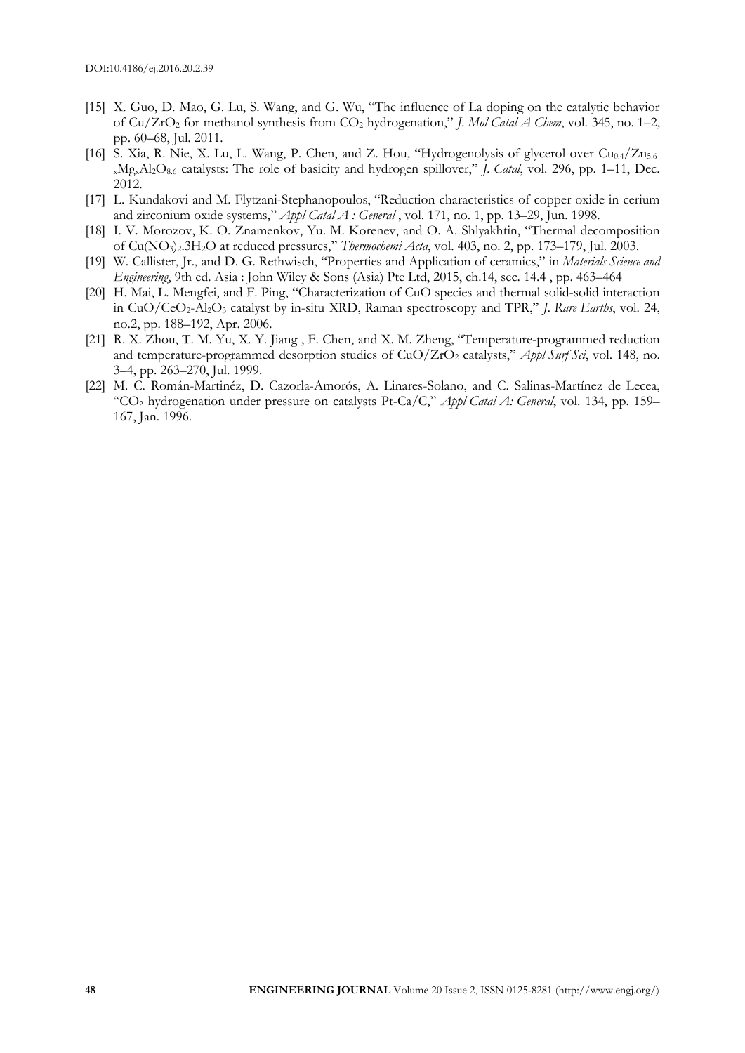[15] X. Guo, D. Mao, G. Lu, S. Wang, and G. Wu, "The influence of La doping on the catalytic behavior of $Cu/ZrO_2$ for methanol synthesis from $CO_2$ hydrogenation," *J. Mol Catal A Chem*, vol. 345, no. 1–2, pp. 60–68, Jul. 2011.

[16] S. Xia, R. Nie, X. Lu, L. Wang, P. Chen, and Z. Hou, "Hydrogenolysis of glycerol over $Cu_{0.4}/Zn_{5.6-x}Mg_xAl_2O_{8.6}$ catalysts: The role of basicity and hydrogen spillover," *J. Catal*, vol. 296, pp. 1–11, Dec. 2012.

[17] L. Kundakovi and M. Flytzani-Stephanopoulos, "Reduction characteristics of copper oxide in cerium and zirconium oxide systems," *Appl Catal A : General* , vol. 171, no. 1, pp. 13–29, Jun. 1998.

[18] I. V. Morozov, K. O. Znamenkov, Yu. M. Korenev, and O. A. Shlyakhtin, "Thermal decomposition of $Cu(NO_3)_2.3H_2O$ at reduced pressures," *Thermochemi Acta*, vol. 403, no. 2, pp. 173–179, Jul. 2003.

[19] W. Callister, Jr., and D. G. Rethwisch, "Properties and Application of ceramics," in *Materials Science and Engineering*, 9th ed. Asia : John Wiley & Sons (Asia) Pte Ltd, 2015, ch.14, sec. 14.4 , pp. 463–464

[20] H. Mai, L. Mengfei, and F. Ping, "Characterization of CuO species and thermal solid-solid interaction in $CuO/CeO_2$-$Al_2O_3$ catalyst by in-situ XRD, Raman spectroscopy and TPR," *J. Rare Earths*, vol. 24, no.2, pp. 188–192, Apr. 2006.

[21] R. X. Zhou, T. M. Yu, X. Y. Jiang , F. Chen, and X. M. Zheng, "Temperature-programmed reduction and temperature-programmed desorption studies of $CuO/ZrO_2$ catalysts," *Appl Surf Sci*, vol. 148, no. 3–4, pp. 263–270, Jul. 1999.

[22] M. C. Román-Martinéz, D. Cazorla-Amorós, A. Linares-Solano, and C. Salinas-Martínez de Lecea, "$CO_2$ hydrogenation under pressure on catalysts Pt-Ca/C," *Appl Catal A: General*, vol. 134, pp. 159–167, Jan. 1996.